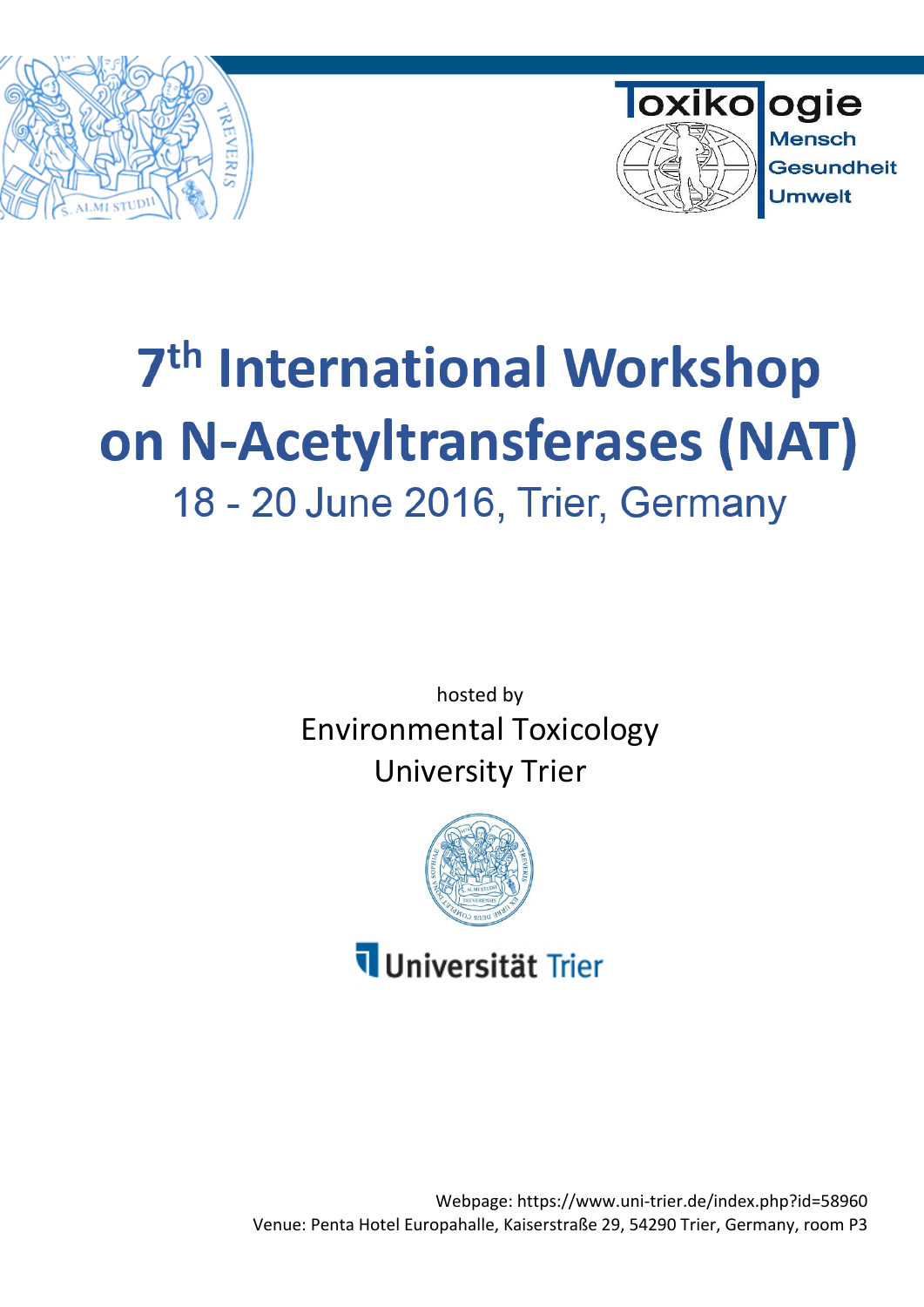Toxikologie
Mensch
Gesundheit
Umwelt

# 7th International Workshop on N-Acetyltransferases (NAT)

## 18 - 20 June 2016, Trier, Germany

hosted by

Environmental Toxicology

University Trier

Universität Trier

Webpage: https://www.uni-trier.de/index.php?id=58960

Venue: Penta Hotel Europahalle, Kaiserstraße 29, 54290 Trier, Germany, room P3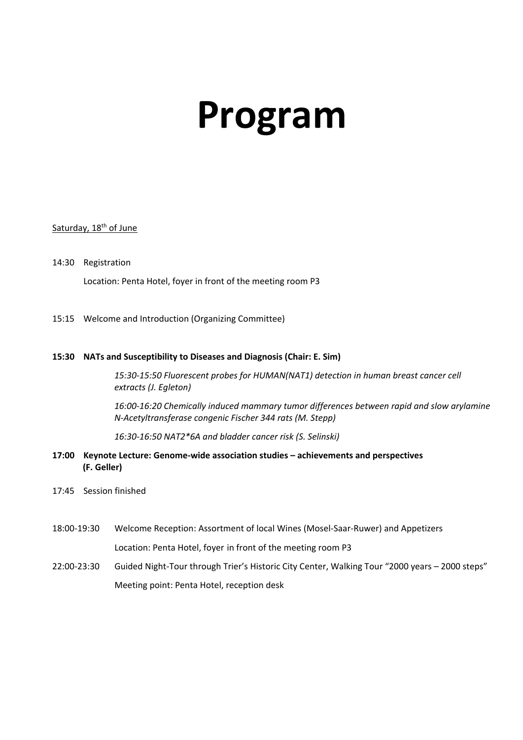# Program

Saturday, 18th of June

14:30 Registration

Location: Penta Hotel, foyer in front of the meeting room P3

15:15 Welcome and Introduction (Organizing Committee)

**15:30 NATs and Susceptibility to Diseases and Diagnosis (Chair: E. Sim)**

*15:30-15:50 Fluorescent probes for HUMAN(NAT1) detection in human breast cancer cell extracts (J. Egleton)*

*16:00-16:20 Chemically induced mammary tumor differences between rapid and slow arylamine N-Acetyltransferase congenic Fischer 344 rats (M. Stepp)*

*16:30-16:50 NAT2*6A and bladder cancer risk (S. Selinski)*

**17:00 Keynote Lecture: Genome-wide association studies – achievements and perspectives (F. Geller)**

17:45 Session finished

18:00-19:30 Welcome Reception: Assortment of local Wines (Mosel-Saar-Ruwer) and Appetizers

Location: Penta Hotel, foyer in front of the meeting room P3

22:00-23:30 Guided Night-Tour through Trier's Historic City Center, Walking Tour "2000 years – 2000 steps"

Meeting point: Penta Hotel, reception desk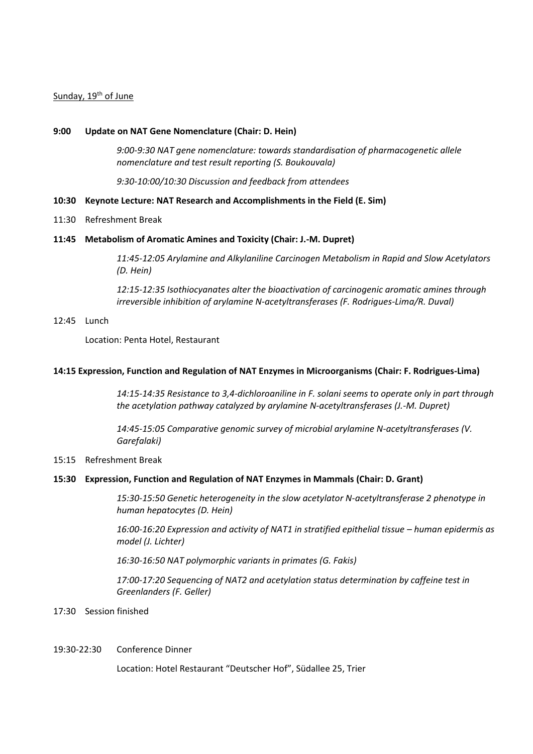Sunday, 19th of June

**9:00 Update on NAT Gene Nomenclature (Chair: D. Hein)**

*9:00-9:30 NAT gene nomenclature: towards standardisation of pharmacogenetic allele nomenclature and test result reporting (S. Boukouvala)*

*9:30-10:00/10:30 Discussion and feedback from attendees*

**10:30 Keynote Lecture: NAT Research and Accomplishments in the Field (E. Sim)**

11:30 Refreshment Break

**11:45 Metabolism of Aromatic Amines and Toxicity (Chair: J.-M. Dupret)**

*11:45-12:05 Arylamine and Alkylaniline Carcinogen Metabolism in Rapid and Slow Acetylators (D. Hein)*

*12:15-12:35 Isothiocyanates alter the bioactivation of carcinogenic aromatic amines through irreversible inhibition of arylamine N-acetyltransferases (F. Rodrigues-Lima/R. Duval)*

12:45 Lunch

Location: Penta Hotel, Restaurant

**14:15 Expression, Function and Regulation of NAT Enzymes in Microorganisms (Chair: F. Rodrigues-Lima)**

*14:15-14:35 Resistance to 3,4-dichloroaniline in F. solani seems to operate only in part through the acetylation pathway catalyzed by arylamine N-acetyltransferases (J.-M. Dupret)*

*14:45-15:05 Comparative genomic survey of microbial arylamine N-acetyltransferases (V. Garefalaki)*

15:15 Refreshment Break

**15:30 Expression, Function and Regulation of NAT Enzymes in Mammals (Chair: D. Grant)**

*15:30-15:50 Genetic heterogeneity in the slow acetylator N-acetyltransferase 2 phenotype in human hepatocytes (D. Hein)*

*16:00-16:20 Expression and activity of NAT1 in stratified epithelial tissue – human epidermis as model (J. Lichter)*

*16:30-16:50 NAT polymorphic variants in primates (G. Fakis)*

*17:00-17:20 Sequencing of NAT2 and acetylation status determination by caffeine test in Greenlanders (F. Geller)*

17:30 Session finished

19:30-22:30 Conference Dinner

Location: Hotel Restaurant "Deutscher Hof", Südallee 25, Trier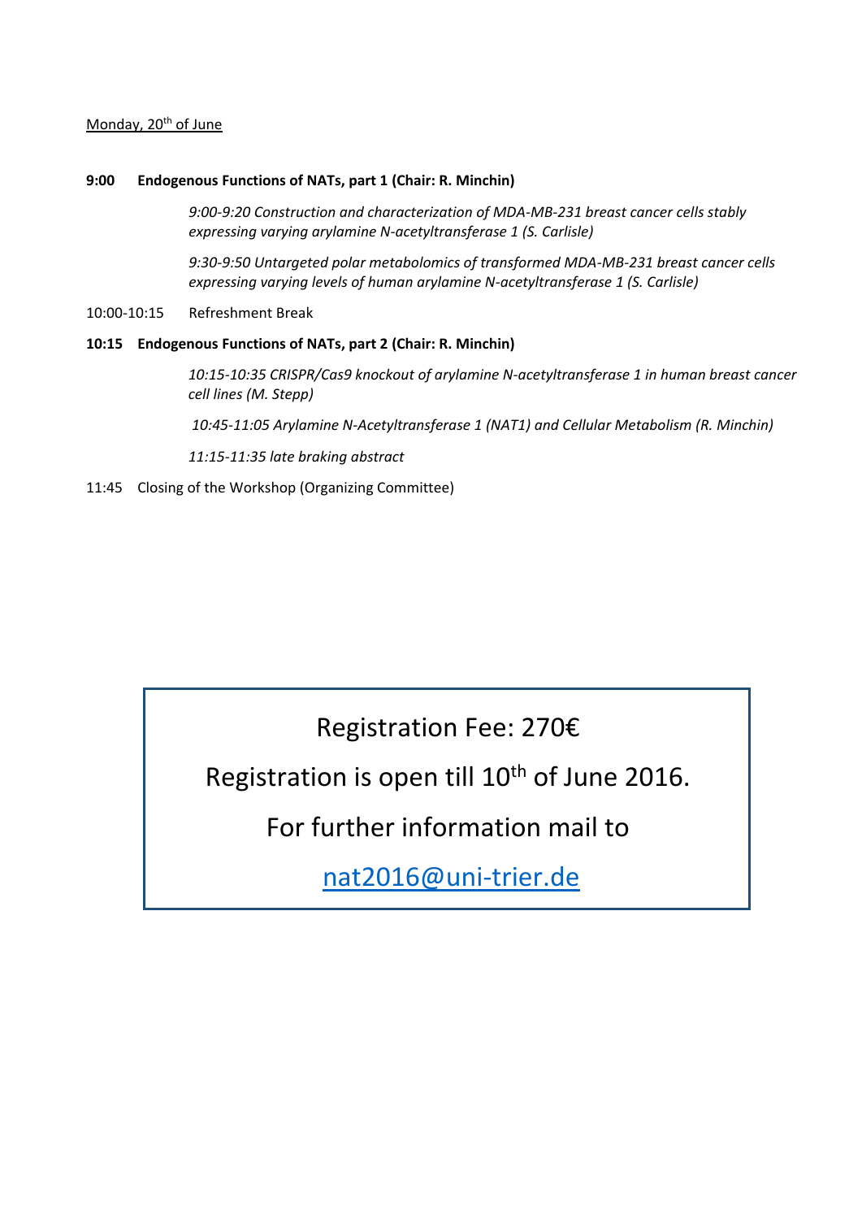Monday, 20th of June

**9:00 Endogenous Functions of NATs, part 1 (Chair: R. Minchin)**

*9:00-9:20 Construction and characterization of MDA-MB-231 breast cancer cells stably expressing varying arylamine N-acetyltransferase 1 (S. Carlisle)*

*9:30-9:50 Untargeted polar metabolomics of transformed MDA-MB-231 breast cancer cells expressing varying levels of human arylamine N-acetyltransferase 1 (S. Carlisle)*

10:00-10:15 Refreshment Break

**10:15 Endogenous Functions of NATs, part 2 (Chair: R. Minchin)**

*10:15-10:35 CRISPR/Cas9 knockout of arylamine N-acetyltransferase 1 in human breast cancer cell lines (M. Stepp)*

*10:45-11:05 Arylamine N-Acetyltransferase 1 (NAT1) and Cellular Metabolism (R. Minchin)*

*11:15-11:35 late braking abstract*

11:45 Closing of the Workshop (Organizing Committee)

Registration Fee: 270€

Registration is open till 10th of June 2016.

For further information mail to

nat2016@uni-trier.de